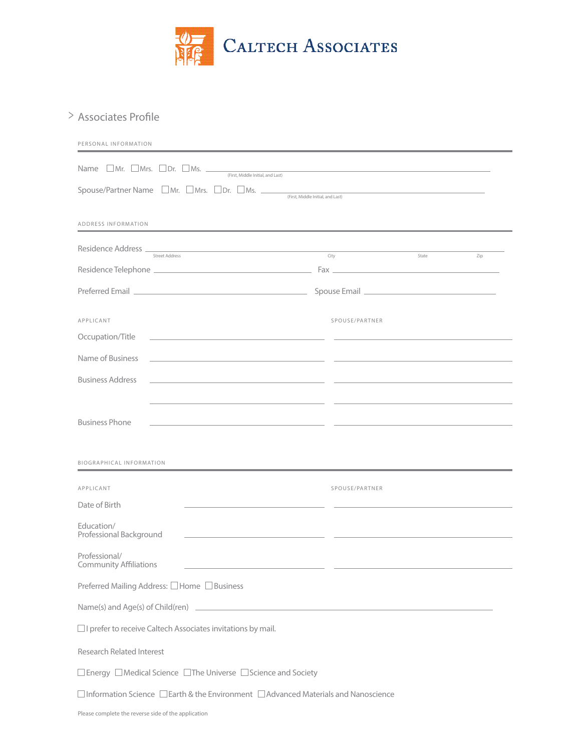# CALTECH ASSOCIATES

## > Associates Profile

### PERSONAL INFORMATION

Name ☐ Mr. ☐ Mrs. ☐ Dr. ☐ Ms. ______________________________
(First, Middle Initial, and Last)

Spouse/Partner Name ☐ Mr. ☐ Mrs. ☐ Dr. ☐ Ms. ______________________________
(First, Middle Initial, and Last)

### ADDRESS INFORMATION

Residence Address ______________________________
Street Address | City | State | Zip

Residence Telephone ______________________ Fax ______________________

Preferred Email ______________________ Spouse Email ______________________

| | APPLICANT | SPOUSE/PARTNER |
|---|---|---|
| Occupation/Title | | |
| Name of Business | | |
| Business Address | | |
| | | |
| Business Phone | | |

### BIOGRAPHICAL INFORMATION

| | APPLICANT | SPOUSE/PARTNER |
|---|---|---|
| Date of Birth | | |
| Education/ Professional Background | | |
| Professional/ Community Affiliations | | |

Preferred Mailing Address: ☐ Home ☐ Business

Name(s) and Age(s) of Child(ren) ______________________________

☐ I prefer to receive Caltech Associates invitations by mail.

Research Related Interest

☐ Energy ☐ Medical Science ☐ The Universe ☐ Science and Society

☐ Information Science ☐ Earth & the Environment ☐ Advanced Materials and Nanoscience

Please complete the reverse side of the application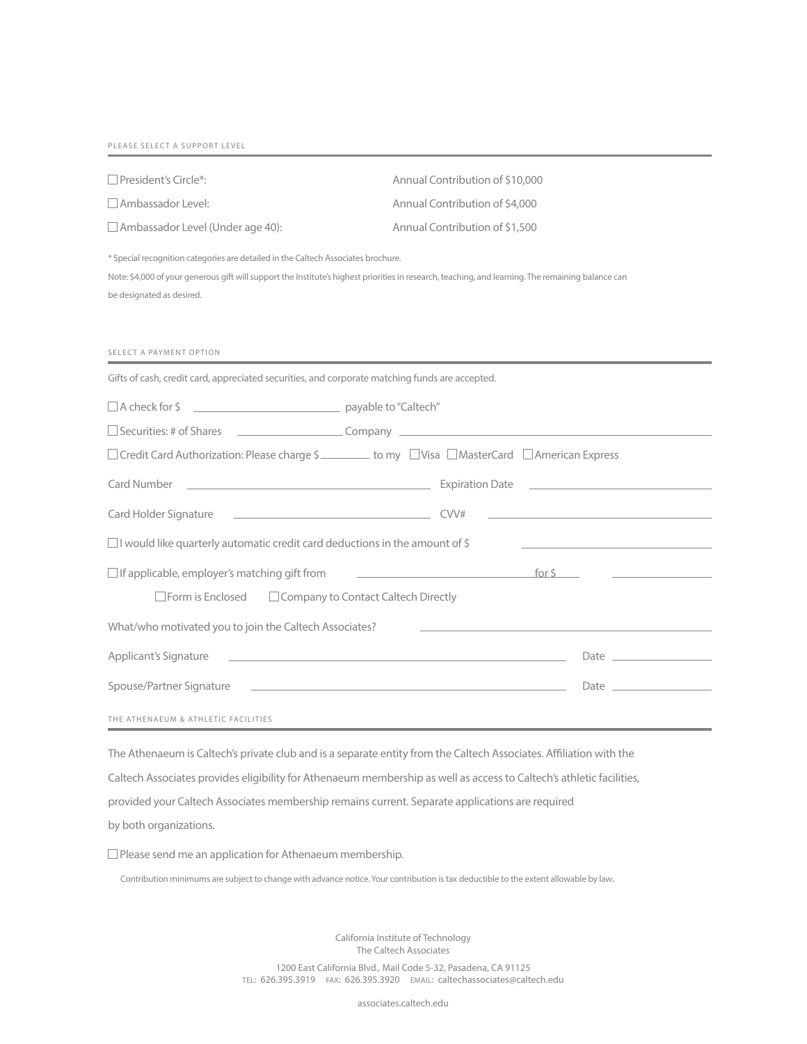## PLEASE SELECT A SUPPORT LEVEL

| | |
|---|---|
| ☐ President's Circle*: | Annual Contribution of $10,000 |
| ☐ Ambassador Level: | Annual Contribution of $4,000 |
| ☐ Ambassador Level (Under age 40): | Annual Contribution of $1,500 |

* Special recognition categories are detailed in the Caltech Associates brochure.

Note: $4,000 of your generous gift will support the Institute's highest priorities in research, teaching, and learning. The remaining balance can be designated as desired.

## SELECT A PAYMENT OPTION

Gifts of cash, credit card, appreciated securities, and corporate matching funds are accepted.

☐ A check for $ ____________________ payable to "Caltech"

☐ Securities: # of Shares ________________ Company ________________________________

☐ Credit Card Authorization: Please charge $________ to my ☐ Visa ☐ MasterCard ☐ American Express

Card Number ______________________________ Expiration Date ______________________

Card Holder Signature ________________________ CVV# ______________________________

☐ I would like quarterly automatic credit card deductions in the amount of $ ________________

☐ If applicable, employer's matching gift from ________________________ for $ ____________

☐ Form is Enclosed ☐ Company to Contact Caltech Directly

What/who motivated you to join the Caltech Associates? ________________________________

Applicant's Signature ____________________________________________ Date ____________

Spouse/Partner Signature _________________________________________ Date ____________

## THE ATHENAEUM & ATHLETIC FACILITIES

The Athenaeum is Caltech's private club and is a separate entity from the Caltech Associates. Affiliation with the Caltech Associates provides eligibility for Athenaeum membership as well as access to Caltech's athletic facilities, provided your Caltech Associates membership remains current. Separate applications are required by both organizations.

☐ Please send me an application for Athenaeum membership.

Contribution minimums are subject to change with advance notice. Your contribution is tax deductible to the extent allowable by law.

California Institute of Technology
The Caltech Associates

1200 East California Blvd., Mail Code 5-32, Pasadena, CA 91125
TEL: 626.395.3919 FAX: 626.395.3920 EMAIL: caltechassociates@caltech.edu

associates.caltech.edu